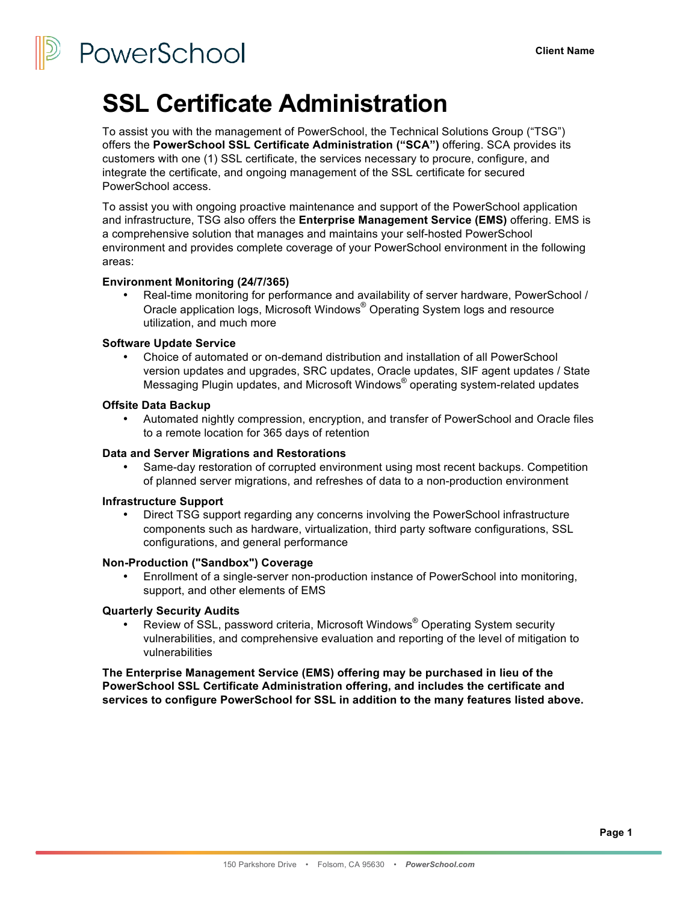# SSL Certificate Administration

To assist you with the management of PowerSchool, the Technical Solutions Group ("TSG") offers the **PowerSchool SSL Certificate Administration ("SCA")** offering. SCA provides its customers with one (1) SSL certificate, the services necessary to procure, configure, and integrate the certificate, and ongoing management of the SSL certificate for secured PowerSchool access.

To assist you with ongoing proactive maintenance and support of the PowerSchool application and infrastructure, TSG also offers the **Enterprise Management Service (EMS)** offering. EMS is a comprehensive solution that manages and maintains your self-hosted PowerSchool environment and provides complete coverage of your PowerSchool environment in the following areas:

**Environment Monitoring (24/7/365)**

- Real-time monitoring for performance and availability of server hardware, PowerSchool / Oracle application logs, Microsoft Windows® Operating System logs and resource utilization, and much more

**Software Update Service**

- Choice of automated or on-demand distribution and installation of all PowerSchool version updates and upgrades, SRC updates, Oracle updates, SIF agent updates / State Messaging Plugin updates, and Microsoft Windows® operating system-related updates

**Offsite Data Backup**

- Automated nightly compression, encryption, and transfer of PowerSchool and Oracle files to a remote location for 365 days of retention

**Data and Server Migrations and Restorations**

- Same-day restoration of corrupted environment using most recent backups. Competition of planned server migrations, and refreshes of data to a non-production environment

**Infrastructure Support**

- Direct TSG support regarding any concerns involving the PowerSchool infrastructure components such as hardware, virtualization, third party software configurations, SSL configurations, and general performance

**Non-Production ("Sandbox") Coverage**

- Enrollment of a single-server non-production instance of PowerSchool into monitoring, support, and other elements of EMS

**Quarterly Security Audits**

- Review of SSL, password criteria, Microsoft Windows® Operating System security vulnerabilities, and comprehensive evaluation and reporting of the level of mitigation to vulnerabilities

**The Enterprise Management Service (EMS) offering may be purchased in lieu of the PowerSchool SSL Certificate Administration offering, and includes the certificate and services to configure PowerSchool for SSL in addition to the many features listed above.**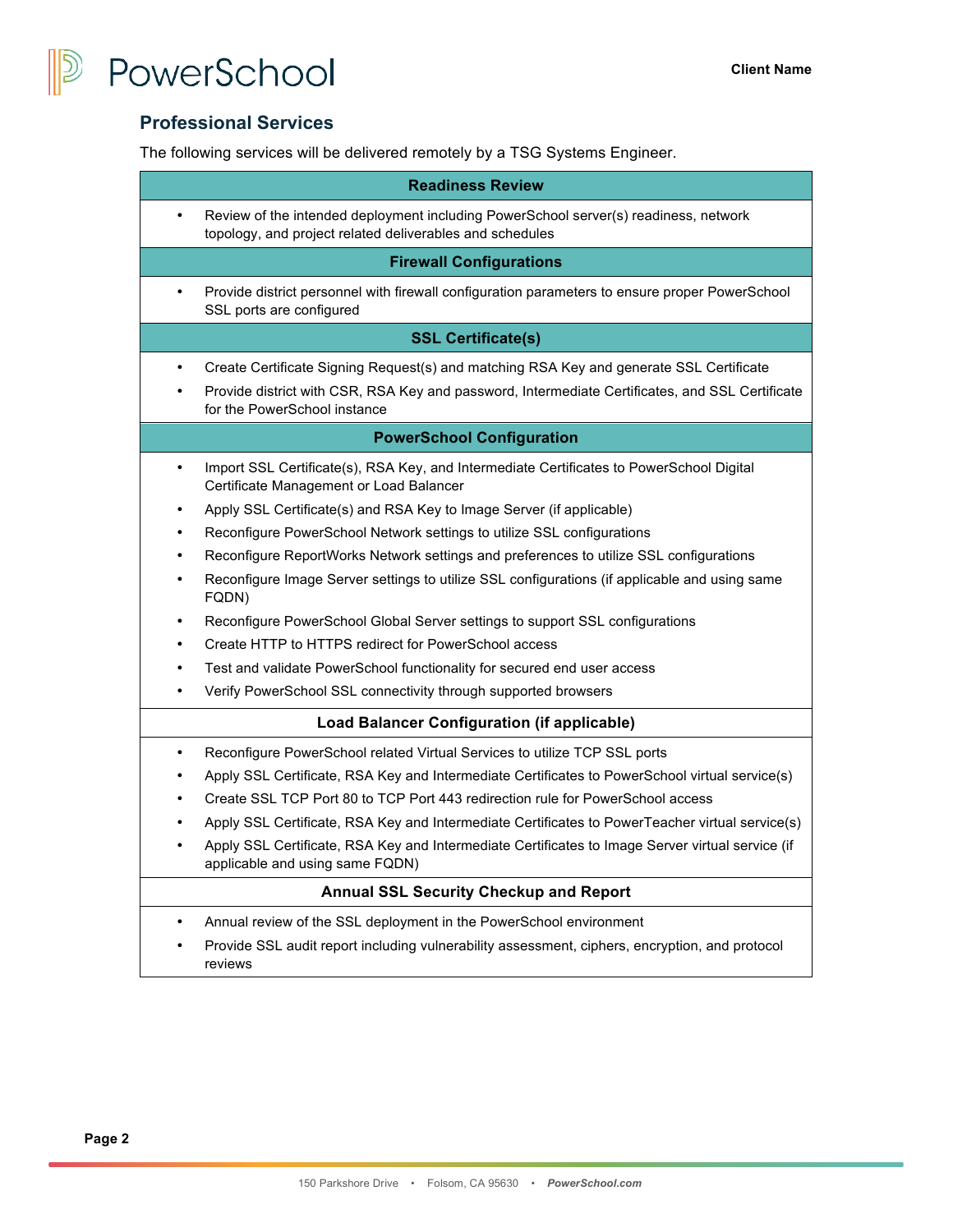## Professional Services

The following services will be delivered remotely by a TSG Systems Engineer.

### Readiness Review

- Review of the intended deployment including PowerSchool server(s) readiness, network topology, and project related deliverables and schedules

### Firewall Configurations

- Provide district personnel with firewall configuration parameters to ensure proper PowerSchool SSL ports are configured

### SSL Certificate(s)

- Create Certificate Signing Request(s) and matching RSA Key and generate SSL Certificate
- Provide district with CSR, RSA Key and password, Intermediate Certificates, and SSL Certificate for the PowerSchool instance

### PowerSchool Configuration

- Import SSL Certificate(s), RSA Key, and Intermediate Certificates to PowerSchool Digital Certificate Management or Load Balancer
- Apply SSL Certificate(s) and RSA Key to Image Server (if applicable)
- Reconfigure PowerSchool Network settings to utilize SSL configurations
- Reconfigure ReportWorks Network settings and preferences to utilize SSL configurations
- Reconfigure Image Server settings to utilize SSL configurations (if applicable and using same FQDN)
- Reconfigure PowerSchool Global Server settings to support SSL configurations
- Create HTTP to HTTPS redirect for PowerSchool access
- Test and validate PowerSchool functionality for secured end user access
- Verify PowerSchool SSL connectivity through supported browsers

### Load Balancer Configuration (if applicable)

- Reconfigure PowerSchool related Virtual Services to utilize TCP SSL ports
- Apply SSL Certificate, RSA Key and Intermediate Certificates to PowerSchool virtual service(s)
- Create SSL TCP Port 80 to TCP Port 443 redirection rule for PowerSchool access
- Apply SSL Certificate, RSA Key and Intermediate Certificates to PowerTeacher virtual service(s)
- Apply SSL Certificate, RSA Key and Intermediate Certificates to Image Server virtual service (if applicable and using same FQDN)

### Annual SSL Security Checkup and Report

- Annual review of the SSL deployment in the PowerSchool environment
- Provide SSL audit report including vulnerability assessment, ciphers, encryption, and protocol reviews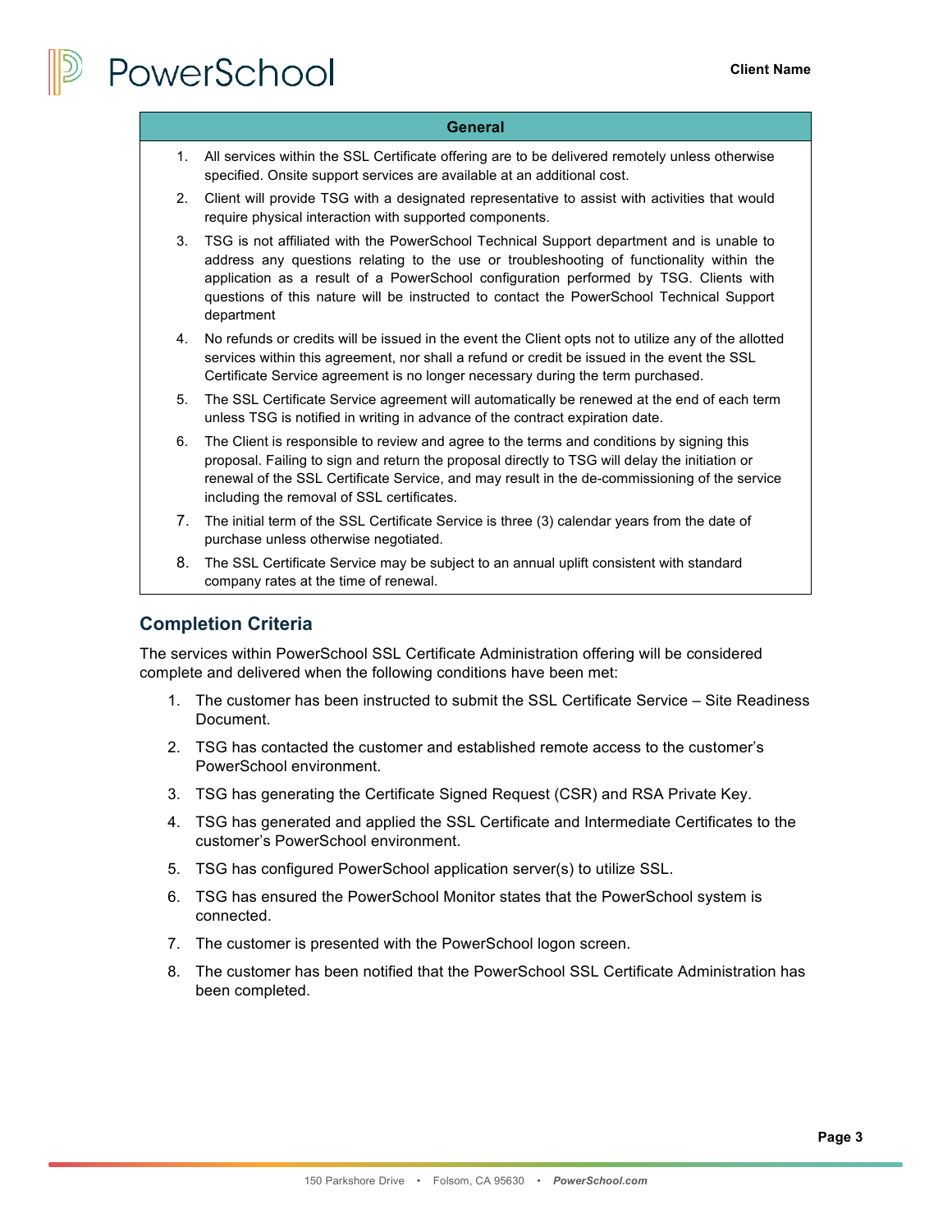| General |
| --- |
| 1. All services within the SSL Certificate offering are to be delivered remotely unless otherwise specified. Onsite support services are available at an additional cost. |
| 2. Client will provide TSG with a designated representative to assist with activities that would require physical interaction with supported components. |
| 3. TSG is not affiliated with the PowerSchool Technical Support department and is unable to address any questions relating to the use or troubleshooting of functionality within the application as a result of a PowerSchool configuration performed by TSG. Clients with questions of this nature will be instructed to contact the PowerSchool Technical Support department |
| 4. No refunds or credits will be issued in the event the Client opts not to utilize any of the allotted services within this agreement, nor shall a refund or credit be issued in the event the SSL Certificate Service agreement is no longer necessary during the term purchased. |
| 5. The SSL Certificate Service agreement will automatically be renewed at the end of each term unless TSG is notified in writing in advance of the contract expiration date. |
| 6. The Client is responsible to review and agree to the terms and conditions by signing this proposal. Failing to sign and return the proposal directly to TSG will delay the initiation or renewal of the SSL Certificate Service, and may result in the de-commissioning of the service including the removal of SSL certificates. |
| 7. The initial term of the SSL Certificate Service is three (3) calendar years from the date of purchase unless otherwise negotiated. |
| 8. The SSL Certificate Service may be subject to an annual uplift consistent with standard company rates at the time of renewal. |

## Completion Criteria

The services within PowerSchool SSL Certificate Administration offering will be considered complete and delivered when the following conditions have been met:

1. The customer has been instructed to submit the SSL Certificate Service – Site Readiness Document.
2. TSG has contacted the customer and established remote access to the customer's PowerSchool environment.
3. TSG has generating the Certificate Signed Request (CSR) and RSA Private Key.
4. TSG has generated and applied the SSL Certificate and Intermediate Certificates to the customer's PowerSchool environment.
5. TSG has configured PowerSchool application server(s) to utilize SSL.
6. TSG has ensured the PowerSchool Monitor states that the PowerSchool system is connected.
7. The customer is presented with the PowerSchool logon screen.
8. The customer has been notified that the PowerSchool SSL Certificate Administration has been completed.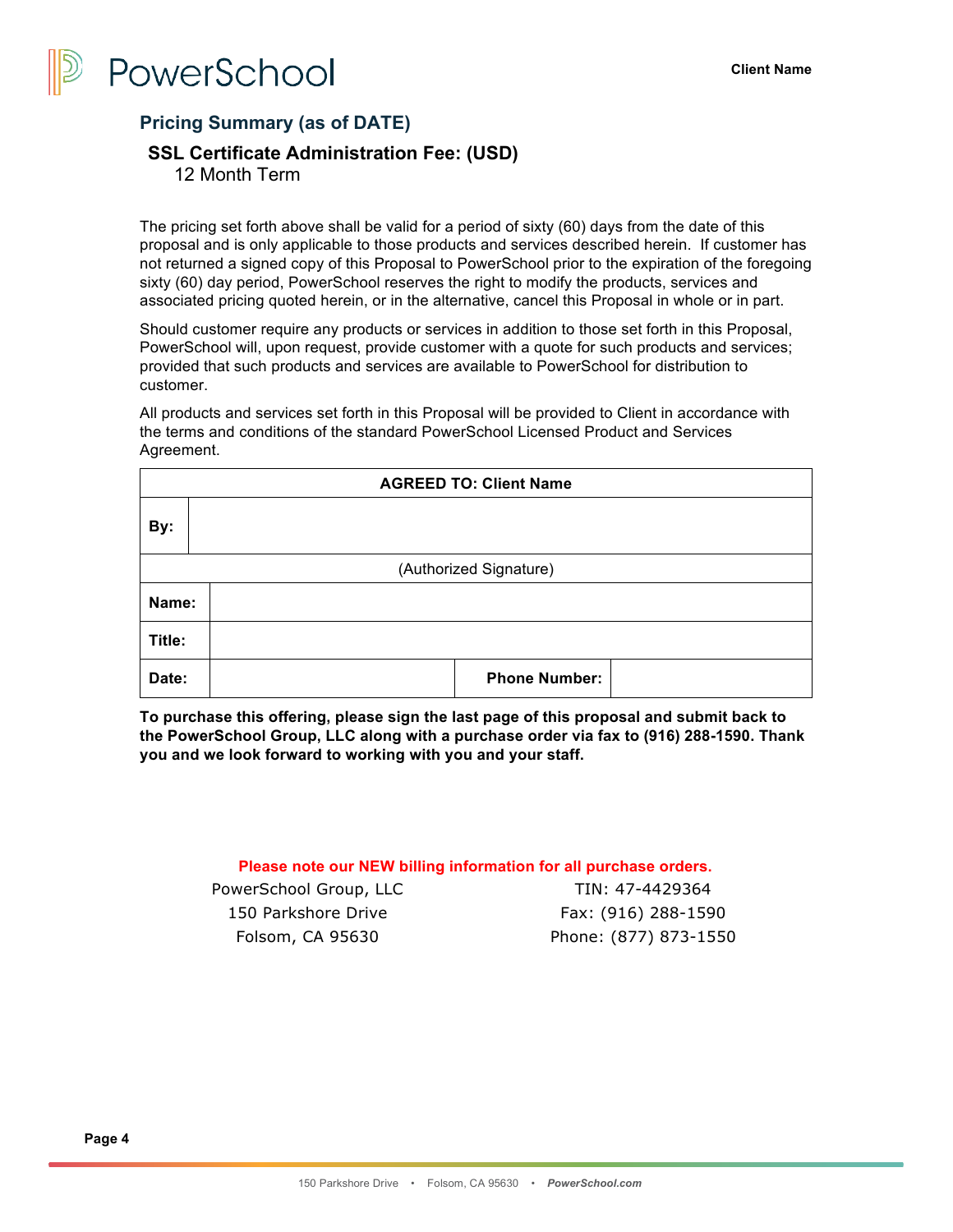## Pricing Summary (as of DATE)

### SSL Certificate Administration Fee: (USD)

12 Month Term

The pricing set forth above shall be valid for a period of sixty (60) days from the date of this proposal and is only applicable to those products and services described herein. If customer has not returned a signed copy of this Proposal to PowerSchool prior to the expiration of the foregoing sixty (60) day period, PowerSchool reserves the right to modify the products, services and associated pricing quoted herein, or in the alternative, cancel this Proposal in whole or in part.

Should customer require any products or services in addition to those set forth in this Proposal, PowerSchool will, upon request, provide customer with a quote for such products and services; provided that such products and services are available to PowerSchool for distribution to customer.

All products and services set forth in this Proposal will be provided to Client in accordance with the terms and conditions of the standard PowerSchool Licensed Product and Services Agreement.

| **AGREED TO: Client Name** | | | |
|---|---|---|---|
| **By:** | | | |
| (Authorized Signature) | | | |
| **Name:** | | | |
| **Title:** | | | |
| **Date:** | | **Phone Number:** | |

**To purchase this offering, please sign the last page of this proposal and submit back to the PowerSchool Group, LLC along with a purchase order via fax to (916) 288-1590. Thank you and we look forward to working with you and your staff.**

**Please note our NEW billing information for all purchase orders.**

PowerSchool Group, LLC
150 Parkshore Drive
Folsom, CA 95630

TIN: 47-4429364
Fax: (916) 288-1590
Phone: (877) 873-1550